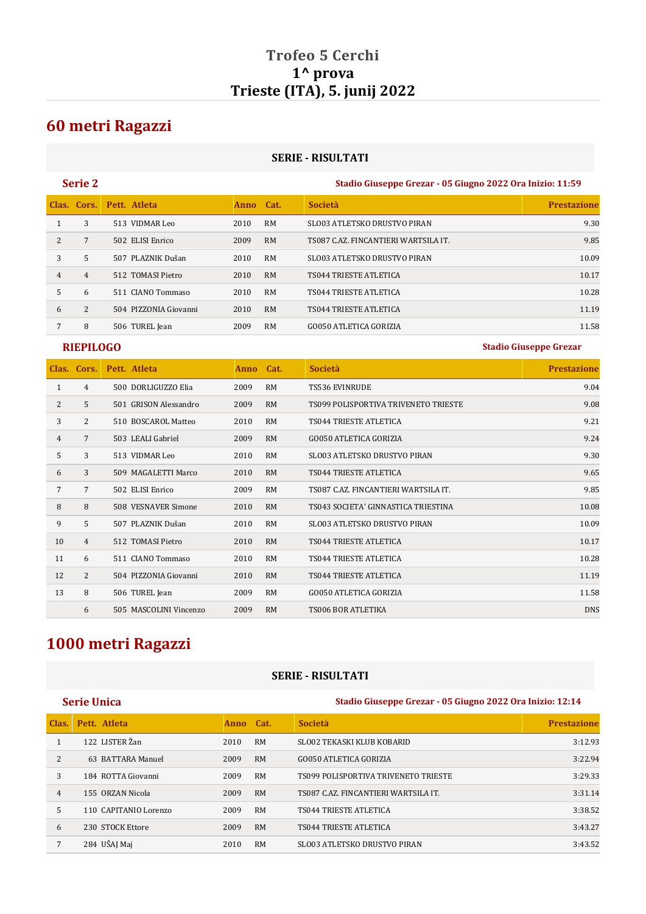# Trofeo 5 Cerchi
# 1^ prova
# Trieste (ITA), 5. junij 2022

## 60 metri Ragazzi

**SERIE - RISULTATI**

### Serie 2

**Stadio Giuseppe Grezar - 05 Giugno 2022 Ora Inizio: 11:59**

| Clas. | Cors. | Pett. | Atleta | Anno | Cat. | Società | Prestazione |
|---|---|---|---|---|---|---|---|
| 1 | 3 | 513 | VIDMAR Leo | 2010 | RM | SLO03 ATLETSKO DRUSTVO PIRAN | 9.30 |
| 2 | 7 | 502 | ELISI Enrico | 2009 | RM | TS087 C.AZ. FINCANTIERI WARTSILA IT. | 9.85 |
| 3 | 5 | 507 | PLAZNIK Dušan | 2010 | RM | SLO03 ATLETSKO DRUSTVO PIRAN | 10.09 |
| 4 | 4 | 512 | TOMASI Pietro | 2010 | RM | TS044 TRIESTE ATLETICA | 10.17 |
| 5 | 6 | 511 | CIANO Tommaso | 2010 | RM | TS044 TRIESTE ATLETICA | 10.28 |
| 6 | 2 | 504 | PIZZONIA Giovanni | 2010 | RM | TS044 TRIESTE ATLETICA | 11.19 |
| 7 | 8 | 506 | TUREL Jean | 2009 | RM | GO050 ATLETICA GORIZIA | 11.58 |

### RIEPILOGO

**Stadio Giuseppe Grezar**

| Clas. | Cors. | Pett. | Atleta | Anno | Cat. | Società | Prestazione |
|---|---|---|---|---|---|---|---|
| 1 | 4 | 500 | DORLIGUZZO Elia | 2009 | RM | TS536 EVINRUDE | 9.04 |
| 2 | 5 | 501 | GRISON Alessandro | 2009 | RM | TS099 POLISPORTIVA TRIVENETO TRIESTE | 9.08 |
| 3 | 2 | 510 | BOSCAROL Matteo | 2010 | RM | TS044 TRIESTE ATLETICA | 9.21 |
| 4 | 7 | 503 | LEALI Gabriel | 2009 | RM | GO050 ATLETICA GORIZIA | 9.24 |
| 5 | 3 | 513 | VIDMAR Leo | 2010 | RM | SLO03 ATLETSKO DRUSTVO PIRAN | 9.30 |
| 6 | 3 | 509 | MAGALETTI Marco | 2010 | RM | TS044 TRIESTE ATLETICA | 9.65 |
| 7 | 7 | 502 | ELISI Enrico | 2009 | RM | TS087 C.AZ. FINCANTIERI WARTSILA IT. | 9.85 |
| 8 | 8 | 508 | VESNAVER Simone | 2010 | RM | TS043 SOCIETA' GINNASTICA TRIESTINA | 10.08 |
| 9 | 5 | 507 | PLAZNIK Dušan | 2010 | RM | SLO03 ATLETSKO DRUSTVO PIRAN | 10.09 |
| 10 | 4 | 512 | TOMASI Pietro | 2010 | RM | TS044 TRIESTE ATLETICA | 10.17 |
| 11 | 6 | 511 | CIANO Tommaso | 2010 | RM | TS044 TRIESTE ATLETICA | 10.28 |
| 12 | 2 | 504 | PIZZONIA Giovanni | 2010 | RM | TS044 TRIESTE ATLETICA | 11.19 |
| 13 | 8 | 506 | TUREL Jean | 2009 | RM | GO050 ATLETICA GORIZIA | 11.58 |
| | 6 | 505 | MASCOLINI Vincenzo | 2009 | RM | TS006 BOR ATLETIKA | DNS |

## 1000 metri Ragazzi

**SERIE - RISULTATI**

### Serie Unica

**Stadio Giuseppe Grezar - 05 Giugno 2022 Ora Inizio: 12:14**

| Clas. | Pett. | Atleta | Anno | Cat. | Società | Prestazione |
|---|---|---|---|---|---|---|
| 1 | 122 | LISTER Žan | 2010 | RM | SLO02 TEKASKI KLUB KOBARID | 3:12.93 |
| 2 | 63 | BATTARA Manuel | 2009 | RM | GO050 ATLETICA GORIZIA | 3:22.94 |
| 3 | 184 | ROTTA Giovanni | 2009 | RM | TS099 POLISPORTIVA TRIVENETO TRIESTE | 3:29.33 |
| 4 | 155 | ORZAN Nicola | 2009 | RM | TS087 C.AZ. FINCANTIERI WARTSILA IT. | 3:31.14 |
| 5 | 110 | CAPITANIO Lorenzo | 2009 | RM | TS044 TRIESTE ATLETICA | 3:38.52 |
| 6 | 230 | STOCK Ettore | 2009 | RM | TS044 TRIESTE ATLETICA | 3:43.27 |
| 7 | 284 | UŠAJ Maj | 2010 | RM | SLO03 ATLETSKO DRUSTVO PIRAN | 3:43.52 |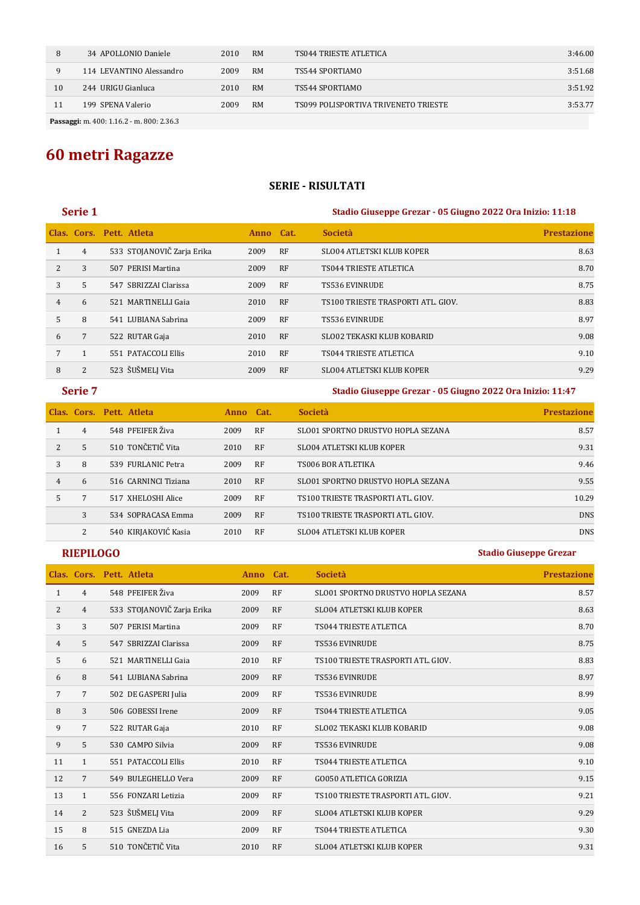| 8 | 34 APOLLONIO Daniele | 2010 | RM | TS044 TRIESTE ATLETICA | 3:46.00 |
|---|---|---|---|---|---|
| 9 | 114 LEVANTINO Alessandro | 2009 | RM | TS544 SPORTIAMO | 3:51.68 |
| 10 | 244 URIGU Gianluca | 2010 | RM | TS544 SPORTIAMO | 3:51.92 |
| 11 | 199 SPENA Valerio | 2009 | RM | TS099 POLISPORTIVA TRIVENETO TRIESTE | 3:53.77 |

**Passaggi:** m. 400: 1.16.2 - m. 800: 2.36.3

# 60 metri Ragazze

**SERIE - RISULTATI**

### Serie 1

**Stadio Giuseppe Grezar - 05 Giugno 2022 Ora Inizio: 11:18**

| Clas. | Cors. | Pett. | Atleta | Anno | Cat. | Società | Prestazione |
|---|---|---|---|---|---|---|---|
| 1 | 4 | 533 | STOJANOVIČ Zarja Erika | 2009 | RF | SLO04 ATLETSKI KLUB KOPER | 8.63 |
| 2 | 3 | 507 | PERISI Martina | 2009 | RF | TS044 TRIESTE ATLETICA | 8.70 |
| 3 | 5 | 547 | SBRIZZAI Clarissa | 2009 | RF | TS536 EVINRUDE | 8.75 |
| 4 | 6 | 521 | MARTINELLI Gaia | 2010 | RF | TS100 TRIESTE TRASPORTI ATL. GIOV. | 8.83 |
| 5 | 8 | 541 | LUBIANA Sabrina | 2009 | RF | TS536 EVINRUDE | 8.97 |
| 6 | 7 | 522 | RUTAR Gaja | 2010 | RF | SLO02 TEKASKI KLUB KOBARID | 9.08 |
| 7 | 1 | 551 | PATACCOLI Ellis | 2010 | RF | TS044 TRIESTE ATLETICA | 9.10 |
| 8 | 2 | 523 | ŠUŠMELJ Vita | 2009 | RF | SLO04 ATLETSKI KLUB KOPER | 9.29 |

### Serie 7

**Stadio Giuseppe Grezar - 05 Giugno 2022 Ora Inizio: 11:47**

| Clas. | Cors. | Pett. | Atleta | Anno | Cat. | Società | Prestazione |
|---|---|---|---|---|---|---|---|
| 1 | 4 | 548 | PFEIFER Živa | 2009 | RF | SLO01 SPORTNO DRUSTVO HOPLA SEZANA | 8.57 |
| 2 | 5 | 510 | TONČETIČ Vita | 2010 | RF | SLO04 ATLETSKI KLUB KOPER | 9.31 |
| 3 | 8 | 539 | FURLANIC Petra | 2009 | RF | TS006 BOR ATLETIKA | 9.46 |
| 4 | 6 | 516 | CARNINCI Tiziana | 2010 | RF | SLO01 SPORTNO DRUSTVO HOPLA SEZANA | 9.55 |
| 5 | 7 | 517 | XHELOSHI Alice | 2009 | RF | TS100 TRIESTE TRASPORTI ATL. GIOV. | 10.29 |
| | 3 | 534 | SOPRACASA Emma | 2009 | RF | TS100 TRIESTE TRASPORTI ATL. GIOV. | DNS |
| | 2 | 540 | KIRJAKOVIĆ Kasia | 2010 | RF | SLO04 ATLETSKI KLUB KOPER | DNS |

### RIEPILOGO

**Stadio Giuseppe Grezar**

| Clas. | Cors. | Pett. | Atleta | Anno | Cat. | Società | Prestazione |
|---|---|---|---|---|---|---|---|
| 1 | 4 | 548 | PFEIFER Živa | 2009 | RF | SLO01 SPORTNO DRUSTVO HOPLA SEZANA | 8.57 |
| 2 | 4 | 533 | STOJANOVIČ Zarja Erika | 2009 | RF | SLO04 ATLETSKI KLUB KOPER | 8.63 |
| 3 | 3 | 507 | PERISI Martina | 2009 | RF | TS044 TRIESTE ATLETICA | 8.70 |
| 4 | 5 | 547 | SBRIZZAI Clarissa | 2009 | RF | TS536 EVINRUDE | 8.75 |
| 5 | 6 | 521 | MARTINELLI Gaia | 2010 | RF | TS100 TRIESTE TRASPORTI ATL. GIOV. | 8.83 |
| 6 | 8 | 541 | LUBIANA Sabrina | 2009 | RF | TS536 EVINRUDE | 8.97 |
| 7 | 7 | 502 | DE GASPERI Julia | 2009 | RF | TS536 EVINRUDE | 8.99 |
| 8 | 3 | 506 | GOBESSI Irene | 2009 | RF | TS044 TRIESTE ATLETICA | 9.05 |
| 9 | 7 | 522 | RUTAR Gaja | 2010 | RF | SLO02 TEKASKI KLUB KOBARID | 9.08 |
| 9 | 5 | 530 | CAMPO Silvia | 2009 | RF | TS536 EVINRUDE | 9.08 |
| 11 | 1 | 551 | PATACCOLI Ellis | 2010 | RF | TS044 TRIESTE ATLETICA | 9.10 |
| 12 | 7 | 549 | BULEGHELLO Vera | 2009 | RF | GO050 ATLETICA GORIZIA | 9.15 |
| 13 | 1 | 556 | FONZARI Letizia | 2009 | RF | TS100 TRIESTE TRASPORTI ATL. GIOV. | 9.21 |
| 14 | 2 | 523 | ŠUŠMELJ Vita | 2009 | RF | SLO04 ATLETSKI KLUB KOPER | 9.29 |
| 15 | 8 | 515 | GNEZDA Lia | 2009 | RF | TS044 TRIESTE ATLETICA | 9.30 |
| 16 | 5 | 510 | TONČETIČ Vita | 2010 | RF | SLO04 ATLETSKI KLUB KOPER | 9.31 |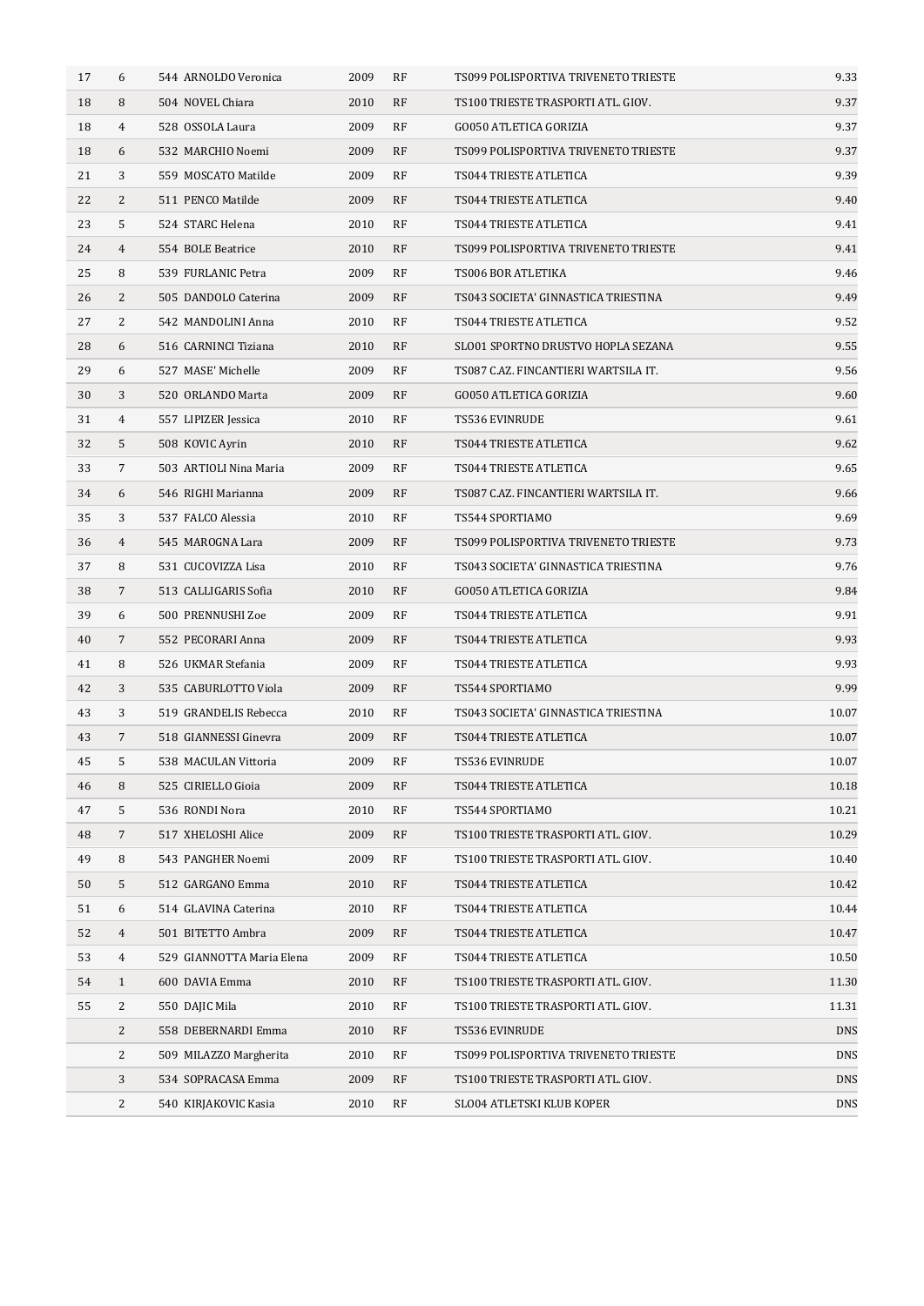| | | | | | | |
|---|---|---|---|---|---|---|
| 17 | 6 | 544 ARNOLDO Veronica | 2009 | RF | TS099 POLISPORTIVA TRIVENETO TRIESTE | 9.33 |
| 18 | 8 | 504 NOVEL Chiara | 2010 | RF | TS100 TRIESTE TRASPORTI ATL. GIOV. | 9.37 |
| 18 | 4 | 528 OSSOLA Laura | 2009 | RF | GO050 ATLETICA GORIZIA | 9.37 |
| 18 | 6 | 532 MARCHIO Noemi | 2009 | RF | TS099 POLISPORTIVA TRIVENETO TRIESTE | 9.37 |
| 21 | 3 | 559 MOSCATO Matilde | 2009 | RF | TS044 TRIESTE ATLETICA | 9.39 |
| 22 | 2 | 511 PENCO Matilde | 2009 | RF | TS044 TRIESTE ATLETICA | 9.40 |
| 23 | 5 | 524 STARC Helena | 2010 | RF | TS044 TRIESTE ATLETICA | 9.41 |
| 24 | 4 | 554 BOLE Beatrice | 2010 | RF | TS099 POLISPORTIVA TRIVENETO TRIESTE | 9.41 |
| 25 | 8 | 539 FURLANIC Petra | 2009 | RF | TS006 BOR ATLETIKA | 9.46 |
| 26 | 2 | 505 DANDOLO Caterina | 2009 | RF | TS043 SOCIETA' GINNASTICA TRIESTINA | 9.49 |
| 27 | 2 | 542 MANDOLINI Anna | 2010 | RF | TS044 TRIESTE ATLETICA | 9.52 |
| 28 | 6 | 516 CARNINCI Tiziana | 2010 | RF | SLO01 SPORTNO DRUSTVO HOPLA SEZANA | 9.55 |
| 29 | 6 | 527 MASE' Michelle | 2009 | RF | TS087 C.AZ. FINCANTIERI WARTSILA IT. | 9.56 |
| 30 | 3 | 520 ORLANDO Marta | 2009 | RF | GO050 ATLETICA GORIZIA | 9.60 |
| 31 | 4 | 557 LIPIZER Jessica | 2010 | RF | TS536 EVINRUDE | 9.61 |
| 32 | 5 | 508 KOVIC Ayrin | 2010 | RF | TS044 TRIESTE ATLETICA | 9.62 |
| 33 | 7 | 503 ARTIOLI Nina Maria | 2009 | RF | TS044 TRIESTE ATLETICA | 9.65 |
| 34 | 6 | 546 RIGHI Marianna | 2009 | RF | TS087 C.AZ. FINCANTIERI WARTSILA IT. | 9.66 |
| 35 | 3 | 537 FALCO Alessia | 2010 | RF | TS544 SPORTIAMO | 9.69 |
| 36 | 4 | 545 MAROGNA Lara | 2009 | RF | TS099 POLISPORTIVA TRIVENETO TRIESTE | 9.73 |
| 37 | 8 | 531 CUCOVIZZA Lisa | 2010 | RF | TS043 SOCIETA' GINNASTICA TRIESTINA | 9.76 |
| 38 | 7 | 513 CALLIGARIS Sofia | 2010 | RF | GO050 ATLETICA GORIZIA | 9.84 |
| 39 | 6 | 500 PRENNUSHI Zoe | 2009 | RF | TS044 TRIESTE ATLETICA | 9.91 |
| 40 | 7 | 552 PECORARI Anna | 2009 | RF | TS044 TRIESTE ATLETICA | 9.93 |
| 41 | 8 | 526 UKMAR Stefania | 2009 | RF | TS044 TRIESTE ATLETICA | 9.93 |
| 42 | 3 | 535 CABURLOTTO Viola | 2009 | RF | TS544 SPORTIAMO | 9.99 |
| 43 | 3 | 519 GRANDELIS Rebecca | 2010 | RF | TS043 SOCIETA' GINNASTICA TRIESTINA | 10.07 |
| 43 | 7 | 518 GIANNESSI Ginevra | 2009 | RF | TS044 TRIESTE ATLETICA | 10.07 |
| 45 | 5 | 538 MACULAN Vittoria | 2009 | RF | TS536 EVINRUDE | 10.07 |
| 46 | 8 | 525 CIRIELLO Gioia | 2009 | RF | TS044 TRIESTE ATLETICA | 10.18 |
| 47 | 5 | 536 RONDI Nora | 2010 | RF | TS544 SPORTIAMO | 10.21 |
| 48 | 7 | 517 XHELOSHI Alice | 2009 | RF | TS100 TRIESTE TRASPORTI ATL. GIOV. | 10.29 |
| 49 | 8 | 543 PANGHER Noemi | 2009 | RF | TS100 TRIESTE TRASPORTI ATL. GIOV. | 10.40 |
| 50 | 5 | 512 GARGANO Emma | 2010 | RF | TS044 TRIESTE ATLETICA | 10.42 |
| 51 | 6 | 514 GLAVINA Caterina | 2010 | RF | TS044 TRIESTE ATLETICA | 10.44 |
| 52 | 4 | 501 BITETTO Ambra | 2009 | RF | TS044 TRIESTE ATLETICA | 10.47 |
| 53 | 4 | 529 GIANNOTTA Maria Elena | 2009 | RF | TS044 TRIESTE ATLETICA | 10.50 |
| 54 | 1 | 600 DAVIA Emma | 2010 | RF | TS100 TRIESTE TRASPORTI ATL. GIOV. | 11.30 |
| 55 | 2 | 550 DAJIC Mila | 2010 | RF | TS100 TRIESTE TRASPORTI ATL. GIOV. | 11.31 |
| | 2 | 558 DEBERNARDI Emma | 2010 | RF | TS536 EVINRUDE | DNS |
| | 2 | 509 MILAZZO Margherita | 2010 | RF | TS099 POLISPORTIVA TRIVENETO TRIESTE | DNS |
| | 3 | 534 SOPRACASA Emma | 2009 | RF | TS100 TRIESTE TRASPORTI ATL. GIOV. | DNS |
| | 2 | 540 KIRJAKOVIC Kasia | 2010 | RF | SLO04 ATLETSKI KLUB KOPER | DNS |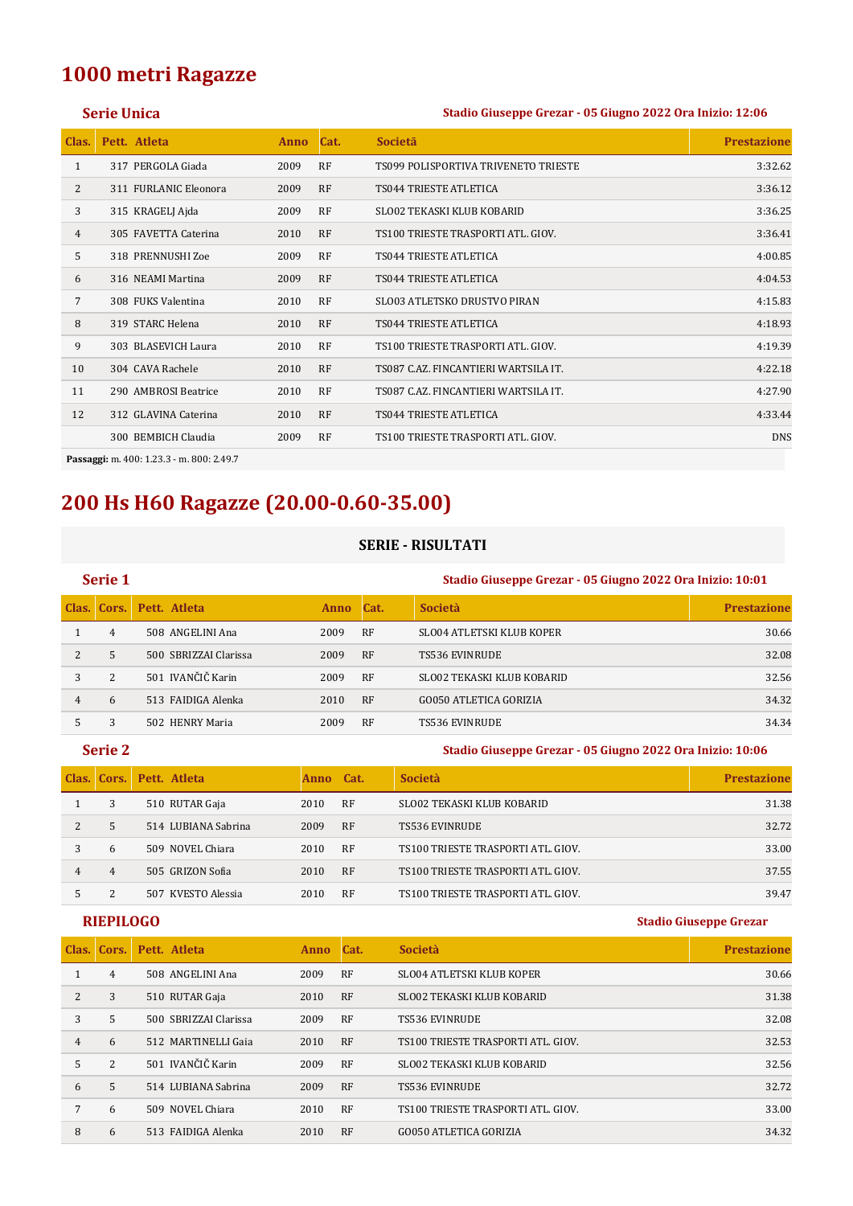# 1000 metri Ragazze

### Serie Unica

**Stadio Giuseppe Grezar - 05 Giugno 2022 Ora Inizio: 12:06**

| Clas. | Pett. | Atleta | Anno | Cat. | Società | Prestazione |
|---|---|---|---|---|---|---|
| 1 | 317 | PERGOLA Giada | 2009 | RF | TS099 POLISPORTIVA TRIVENETO TRIESTE | 3:32.62 |
| 2 | 311 | FURLANIC Eleonora | 2009 | RF | TS044 TRIESTE ATLETICA | 3:36.12 |
| 3 | 315 | KRAGELJ Ajda | 2009 | RF | SLO02 TEKASKI KLUB KOBARID | 3:36.25 |
| 4 | 305 | FAVETTA Caterina | 2010 | RF | TS100 TRIESTE TRASPORTI ATL. GIOV. | 3:36.41 |
| 5 | 318 | PRENNUSHI Zoe | 2009 | RF | TS044 TRIESTE ATLETICA | 4:00.85 |
| 6 | 316 | NEAMI Martina | 2009 | RF | TS044 TRIESTE ATLETICA | 4:04.53 |
| 7 | 308 | FUKS Valentina | 2010 | RF | SLO03 ATLETSKO DRUSTVO PIRAN | 4:15.83 |
| 8 | 319 | STARC Helena | 2010 | RF | TS044 TRIESTE ATLETICA | 4:18.93 |
| 9 | 303 | BLASEVICH Laura | 2010 | RF | TS100 TRIESTE TRASPORTI ATL. GIOV. | 4:19.39 |
| 10 | 304 | CAVA Rachele | 2010 | RF | TS087 C.AZ. FINCANTIERI WARTSILA IT. | 4:22.18 |
| 11 | 290 | AMBROSI Beatrice | 2010 | RF | TS087 C.AZ. FINCANTIERI WARTSILA IT. | 4:27.90 |
| 12 | 312 | GLAVINA Caterina | 2010 | RF | TS044 TRIESTE ATLETICA | 4:33.44 |
| | 300 | BEMBICH Claudia | 2009 | RF | TS100 TRIESTE TRASPORTI ATL. GIOV. | DNS |

**Passaggi:** m. 400: 1.23.3 - m. 800: 2.49.7

# 200 Hs H60 Ragazze (20.00-0.60-35.00)

**SERIE - RISULTATI**

### Serie 1

**Stadio Giuseppe Grezar - 05 Giugno 2022 Ora Inizio: 10:01**

| Clas. | Cors. | Pett. | Atleta | Anno | Cat. | Società | Prestazione |
|---|---|---|---|---|---|---|---|
| 1 | 4 | 508 | ANGELINI Ana | 2009 | RF | SLO04 ATLETSKI KLUB KOPER | 30.66 |
| 2 | 5 | 500 | SBRIZZAI Clarissa | 2009 | RF | TS536 EVINRUDE | 32.08 |
| 3 | 2 | 501 | IVANČIČ Karin | 2009 | RF | SLO02 TEKASKI KLUB KOBARID | 32.56 |
| 4 | 6 | 513 | FAIDIGA Alenka | 2010 | RF | GO050 ATLETICA GORIZIA | 34.32 |
| 5 | 3 | 502 | HENRY Maria | 2009 | RF | TS536 EVINRUDE | 34.34 |

### Serie 2

**Stadio Giuseppe Grezar - 05 Giugno 2022 Ora Inizio: 10:06**

| Clas. | Cors. | Pett. | Atleta | Anno | Cat. | Società | Prestazione |
|---|---|---|---|---|---|---|---|
| 1 | 3 | 510 | RUTAR Gaja | 2010 | RF | SLO02 TEKASKI KLUB KOBARID | 31.38 |
| 2 | 5 | 514 | LUBIANA Sabrina | 2009 | RF | TS536 EVINRUDE | 32.72 |
| 3 | 6 | 509 | NOVEL Chiara | 2010 | RF | TS100 TRIESTE TRASPORTI ATL. GIOV. | 33.00 |
| 4 | 4 | 505 | GRIZON Sofia | 2010 | RF | TS100 TRIESTE TRASPORTI ATL. GIOV. | 37.55 |
| 5 | 2 | 507 | KVESTO Alessia | 2010 | RF | TS100 TRIESTE TRASPORTI ATL. GIOV. | 39.47 |

### RIEPILOGO

**Stadio Giuseppe Grezar**

| Clas. | Cors. | Pett. | Atleta | Anno | Cat. | Società | Prestazione |
|---|---|---|---|---|---|---|---|
| 1 | 4 | 508 | ANGELINI Ana | 2009 | RF | SLO04 ATLETSKI KLUB KOPER | 30.66 |
| 2 | 3 | 510 | RUTAR Gaja | 2010 | RF | SLO02 TEKASKI KLUB KOBARID | 31.38 |
| 3 | 5 | 500 | SBRIZZAI Clarissa | 2009 | RF | TS536 EVINRUDE | 32.08 |
| 4 | 6 | 512 | MARTINELLI Gaia | 2010 | RF | TS100 TRIESTE TRASPORTI ATL. GIOV. | 32.53 |
| 5 | 2 | 501 | IVANČIČ Karin | 2009 | RF | SLO02 TEKASKI KLUB KOBARID | 32.56 |
| 6 | 5 | 514 | LUBIANA Sabrina | 2009 | RF | TS536 EVINRUDE | 32.72 |
| 7 | 6 | 509 | NOVEL Chiara | 2010 | RF | TS100 TRIESTE TRASPORTI ATL. GIOV. | 33.00 |
| 8 | 6 | 513 | FAIDIGA Alenka | 2010 | RF | GO050 ATLETICA GORIZIA | 34.32 |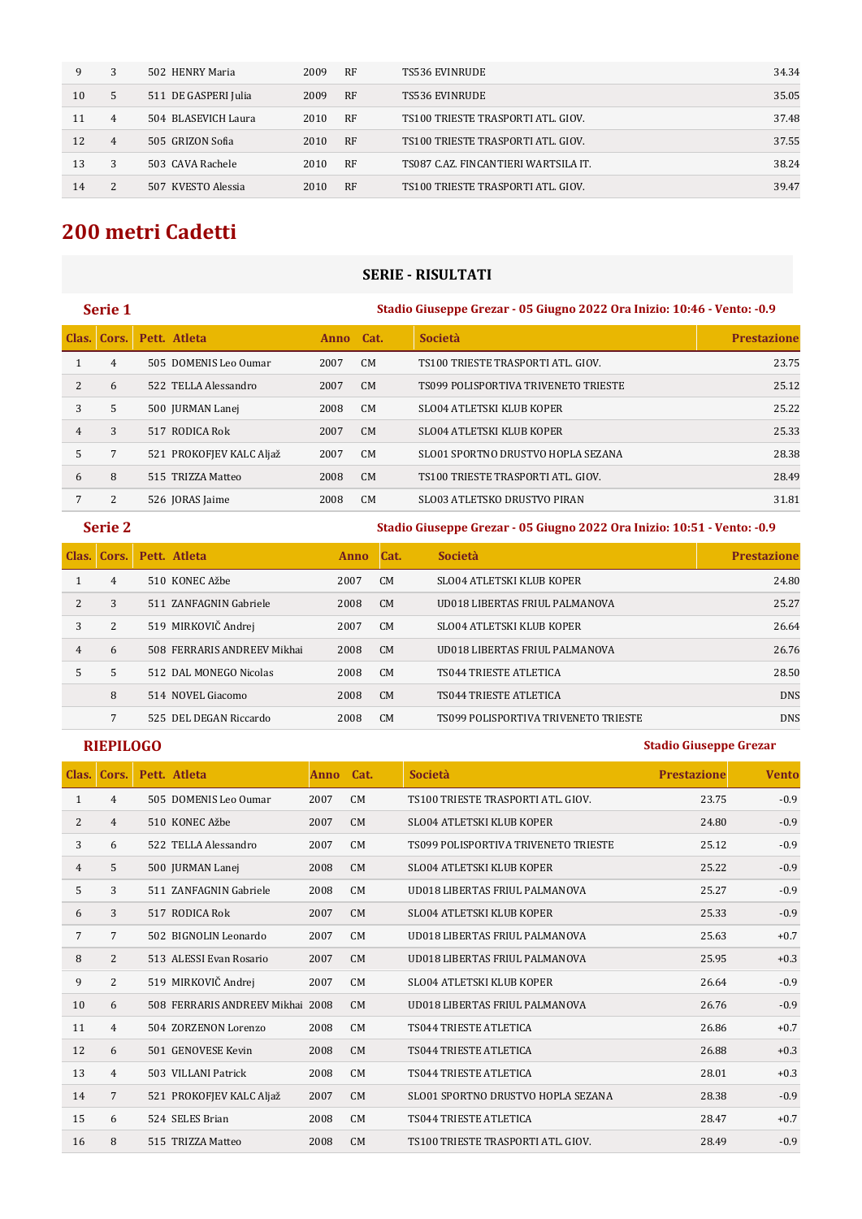| 9 | 3 | 502 HENRY Maria | 2009 | RF | TS536 EVINRUDE | 34.34 |
|---|---|---|---|---|---|---|
| 10 | 5 | 511 DE GASPERI Julia | 2009 | RF | TS536 EVINRUDE | 35.05 |
| 11 | 4 | 504 BLASEVICH Laura | 2010 | RF | TS100 TRIESTE TRASPORTI ATL. GIOV. | 37.48 |
| 12 | 4 | 505 GRIZON Sofia | 2010 | RF | TS100 TRIESTE TRASPORTI ATL. GIOV. | 37.55 |
| 13 | 3 | 503 CAVA Rachele | 2010 | RF | TS087 C.AZ. FINCANTIERI WARTSILA IT. | 38.24 |
| 14 | 2 | 507 KVESTO Alessia | 2010 | RF | TS100 TRIESTE TRASPORTI ATL. GIOV. | 39.47 |

# 200 metri Cadetti

## SERIE - RISULTATI

### Serie 1

**Stadio Giuseppe Grezar - 05 Giugno 2022 Ora Inizio: 10:46 - Vento: -0.9**

| Clas. | Cors. | Pett. Atleta | Anno | Cat. | Società | Prestazione |
|---|---|---|---|---|---|---|
| 1 | 4 | 505 DOMENIS Leo Oumar | 2007 | CM | TS100 TRIESTE TRASPORTI ATL. GIOV. | 23.75 |
| 2 | 6 | 522 TELLA Alessandro | 2007 | CM | TS099 POLISPORTIVA TRIVENETO TRIESTE | 25.12 |
| 3 | 5 | 500 JURMAN Lanej | 2008 | CM | SLO04 ATLETSKI KLUB KOPER | 25.22 |
| 4 | 3 | 517 RODICA Rok | 2007 | CM | SLO04 ATLETSKI KLUB KOPER | 25.33 |
| 5 | 7 | 521 PROKOFJEV KALC Aljaž | 2007 | CM | SLO01 SPORTNO DRUSTVO HOPLA SEZANA | 28.38 |
| 6 | 8 | 515 TRIZZA Matteo | 2008 | CM | TS100 TRIESTE TRASPORTI ATL. GIOV. | 28.49 |
| 7 | 2 | 526 JORAS Jaime | 2008 | CM | SLO03 ATLETSKO DRUSTVO PIRAN | 31.81 |

### Serie 2

**Stadio Giuseppe Grezar - 05 Giugno 2022 Ora Inizio: 10:51 - Vento: -0.9**

| Clas. | Cors. | Pett. Atleta | Anno | Cat. | Società | Prestazione |
|---|---|---|---|---|---|---|
| 1 | 4 | 510 KONEC Ažbe | 2007 | CM | SLO04 ATLETSKI KLUB KOPER | 24.80 |
| 2 | 3 | 511 ZANFAGNIN Gabriele | 2008 | CM | UD018 LIBERTAS FRIUL PALMANOVA | 25.27 |
| 3 | 2 | 519 MIRKOVIČ Andrej | 2007 | CM | SLO04 ATLETSKI KLUB KOPER | 26.64 |
| 4 | 6 | 508 FERRARIS ANDREEV Mikhai | 2008 | CM | UD018 LIBERTAS FRIUL PALMANOVA | 26.76 |
| 5 | 5 | 512 DAL MONEGO Nicolas | 2008 | CM | TS044 TRIESTE ATLETICA | 28.50 |
| | 8 | 514 NOVEL Giacomo | 2008 | CM | TS044 TRIESTE ATLETICA | DNS |
| | 7 | 525 DEL DEGAN Riccardo | 2008 | CM | TS099 POLISPORTIVA TRIVENETO TRIESTE | DNS |

### RIEPILOGO

**Stadio Giuseppe Grezar**

| Clas. | Cors. | Pett. Atleta | Anno | Cat. | Società | Prestazione | Vento |
|---|---|---|---|---|---|---|---|
| 1 | 4 | 505 DOMENIS Leo Oumar | 2007 | CM | TS100 TRIESTE TRASPORTI ATL. GIOV. | 23.75 | -0.9 |
| 2 | 4 | 510 KONEC Ažbe | 2007 | CM | SLO04 ATLETSKI KLUB KOPER | 24.80 | -0.9 |
| 3 | 6 | 522 TELLA Alessandro | 2007 | CM | TS099 POLISPORTIVA TRIVENETO TRIESTE | 25.12 | -0.9 |
| 4 | 5 | 500 JURMAN Lanej | 2008 | CM | SLO04 ATLETSKI KLUB KOPER | 25.22 | -0.9 |
| 5 | 3 | 511 ZANFAGNIN Gabriele | 2008 | CM | UD018 LIBERTAS FRIUL PALMANOVA | 25.27 | -0.9 |
| 6 | 3 | 517 RODICA Rok | 2007 | CM | SLO04 ATLETSKI KLUB KOPER | 25.33 | -0.9 |
| 7 | 7 | 502 BIGNOLIN Leonardo | 2007 | CM | UD018 LIBERTAS FRIUL PALMANOVA | 25.63 | +0.7 |
| 8 | 2 | 513 ALESSI Evan Rosario | 2007 | CM | UD018 LIBERTAS FRIUL PALMANOVA | 25.95 | +0.3 |
| 9 | 2 | 519 MIRKOVIČ Andrej | 2007 | CM | SLO04 ATLETSKI KLUB KOPER | 26.64 | -0.9 |
| 10 | 6 | 508 FERRARIS ANDREEV Mikhai | 2008 | CM | UD018 LIBERTAS FRIUL PALMANOVA | 26.76 | -0.9 |
| 11 | 4 | 504 ZORZENON Lorenzo | 2008 | CM | TS044 TRIESTE ATLETICA | 26.86 | +0.7 |
| 12 | 6 | 501 GENOVESE Kevin | 2008 | CM | TS044 TRIESTE ATLETICA | 26.88 | +0.3 |
| 13 | 4 | 503 VILLANI Patrick | 2008 | CM | TS044 TRIESTE ATLETICA | 28.01 | +0.3 |
| 14 | 7 | 521 PROKOFJEV KALC Aljaž | 2007 | CM | SLO01 SPORTNO DRUSTVO HOPLA SEZANA | 28.38 | -0.9 |
| 15 | 6 | 524 SELES Brian | 2008 | CM | TS044 TRIESTE ATLETICA | 28.47 | +0.7 |
| 16 | 8 | 515 TRIZZA Matteo | 2008 | CM | TS100 TRIESTE TRASPORTI ATL. GIOV. | 28.49 | -0.9 |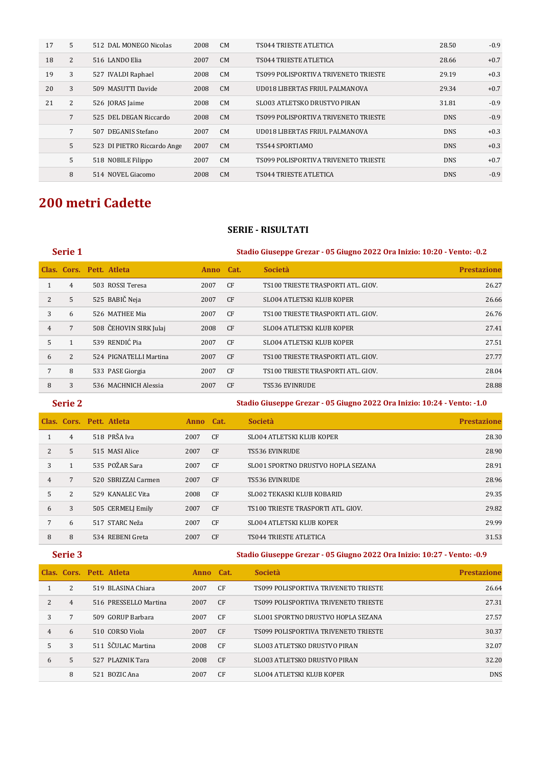| | | | | | | | |
|---|---|---|---|---|---|---|---|
| 17 | 5 | 512 DAL MONEGO Nicolas | 2008 | CM | TS044 TRIESTE ATLETICA | 28.50 | -0.9 |
| 18 | 2 | 516 LANDO Elia | 2007 | CM | TS044 TRIESTE ATLETICA | 28.66 | +0.7 |
| 19 | 3 | 527 IVALDI Raphael | 2008 | CM | TS099 POLISPORTIVA TRIVENETO TRIESTE | 29.19 | +0.3 |
| 20 | 3 | 509 MASUTTI Davide | 2008 | CM | UD018 LIBERTAS FRIUL PALMANOVA | 29.34 | +0.7 |
| 21 | 2 | 526 JORAS Jaime | 2008 | CM | SLO03 ATLETSKO DRUSTVO PIRAN | 31.81 | -0.9 |
| | 7 | 525 DEL DEGAN Riccardo | 2008 | CM | TS099 POLISPORTIVA TRIVENETO TRIESTE | DNS | -0.9 |
| | 7 | 507 DEGANIS Stefano | 2007 | CM | UD018 LIBERTAS FRIUL PALMANOVA | DNS | +0.3 |
| | 5 | 523 DI PIETRO Riccardo Ange | 2007 | CM | TS544 SPORTIAMO | DNS | +0.3 |
| | 5 | 518 NOBILE Filippo | 2007 | CM | TS099 POLISPORTIVA TRIVENETO TRIESTE | DNS | +0.7 |
| | 8 | 514 NOVEL Giacomo | 2008 | CM | TS044 TRIESTE ATLETICA | DNS | -0.9 |

# 200 metri Cadette

### SERIE - RISULTATI

**Serie 1** — Stadio Giuseppe Grezar - 05 Giugno 2022 Ora Inizio: 10:20 - Vento: -0.2

| Clas. | Cors. | Pett. Atleta | Anno | Cat. | Società | Prestazione |
|---|---|---|---|---|---|---|
| 1 | 4 | 503 ROSSI Teresa | 2007 | CF | TS100 TRIESTE TRASPORTI ATL. GIOV. | 26.27 |
| 2 | 5 | 525 BABIČ Neja | 2007 | CF | SLO04 ATLETSKI KLUB KOPER | 26.66 |
| 3 | 6 | 526 MATHEE Mia | 2007 | CF | TS100 TRIESTE TRASPORTI ATL. GIOV. | 26.76 |
| 4 | 7 | 508 ČEHOVIN SIRK Julaj | 2008 | CF | SLO04 ATLETSKI KLUB KOPER | 27.41 |
| 5 | 1 | 539 RENDIĆ Pia | 2007 | CF | SLO04 ATLETSKI KLUB KOPER | 27.51 |
| 6 | 2 | 524 PIGNATELLI Martina | 2007 | CF | TS100 TRIESTE TRASPORTI ATL. GIOV. | 27.77 |
| 7 | 8 | 533 PASE Giorgia | 2007 | CF | TS100 TRIESTE TRASPORTI ATL. GIOV. | 28.04 |
| 8 | 3 | 536 MACHNICH Alessia | 2007 | CF | TS536 EVINRUDE | 28.88 |

**Serie 2** — Stadio Giuseppe Grezar - 05 Giugno 2022 Ora Inizio: 10:24 - Vento: -1.0

| Clas. | Cors. | Pett. Atleta | Anno | Cat. | Società | Prestazione |
|---|---|---|---|---|---|---|
| 1 | 4 | 518 PRŠA Iva | 2007 | CF | SLO04 ATLETSKI KLUB KOPER | 28.30 |
| 2 | 5 | 515 MASI Alice | 2007 | CF | TS536 EVINRUDE | 28.90 |
| 3 | 1 | 535 POŽAR Sara | 2007 | CF | SLO01 SPORTNO DRUSTVO HOPLA SEZANA | 28.91 |
| 4 | 7 | 520 SBRIZZAI Carmen | 2007 | CF | TS536 EVINRUDE | 28.96 |
| 5 | 2 | 529 KANALEC Vita | 2008 | CF | SLO02 TEKASKI KLUB KOBARID | 29.35 |
| 6 | 3 | 505 CERMELJ Emily | 2007 | CF | TS100 TRIESTE TRASPORTI ATL. GIOV. | 29.82 |
| 7 | 6 | 517 STARC Neža | 2007 | CF | SLO04 ATLETSKI KLUB KOPER | 29.99 |
| 8 | 8 | 534 REBENI Greta | 2007 | CF | TS044 TRIESTE ATLETICA | 31.53 |

**Serie 3** — Stadio Giuseppe Grezar - 05 Giugno 2022 Ora Inizio: 10:27 - Vento: -0.9

| Clas. | Cors. | Pett. Atleta | Anno | Cat. | Società | Prestazione |
|---|---|---|---|---|---|---|
| 1 | 2 | 519 BLASINA Chiara | 2007 | CF | TS099 POLISPORTIVA TRIVENETO TRIESTE | 26.64 |
| 2 | 4 | 516 PRESSELLO Martina | 2007 | CF | TS099 POLISPORTIVA TRIVENETO TRIESTE | 27.31 |
| 3 | 7 | 509 GORUP Barbara | 2007 | CF | SLO01 SPORTNO DRUSTVO HOPLA SEZANA | 27.57 |
| 4 | 6 | 510 CORSO Viola | 2007 | CF | TS099 POLISPORTIVA TRIVENETO TRIESTE | 30.37 |
| 5 | 3 | 511 ŠČULAC Martina | 2008 | CF | SLO03 ATLETSKO DRUSTVO PIRAN | 32.07 |
| 6 | 5 | 527 PLAZNIK Tara | 2008 | CF | SLO03 ATLETSKO DRUSTVO PIRAN | 32.20 |
| | 8 | 521 BOZIC Ana | 2007 | CF | SLO04 ATLETSKI KLUB KOPER | DNS |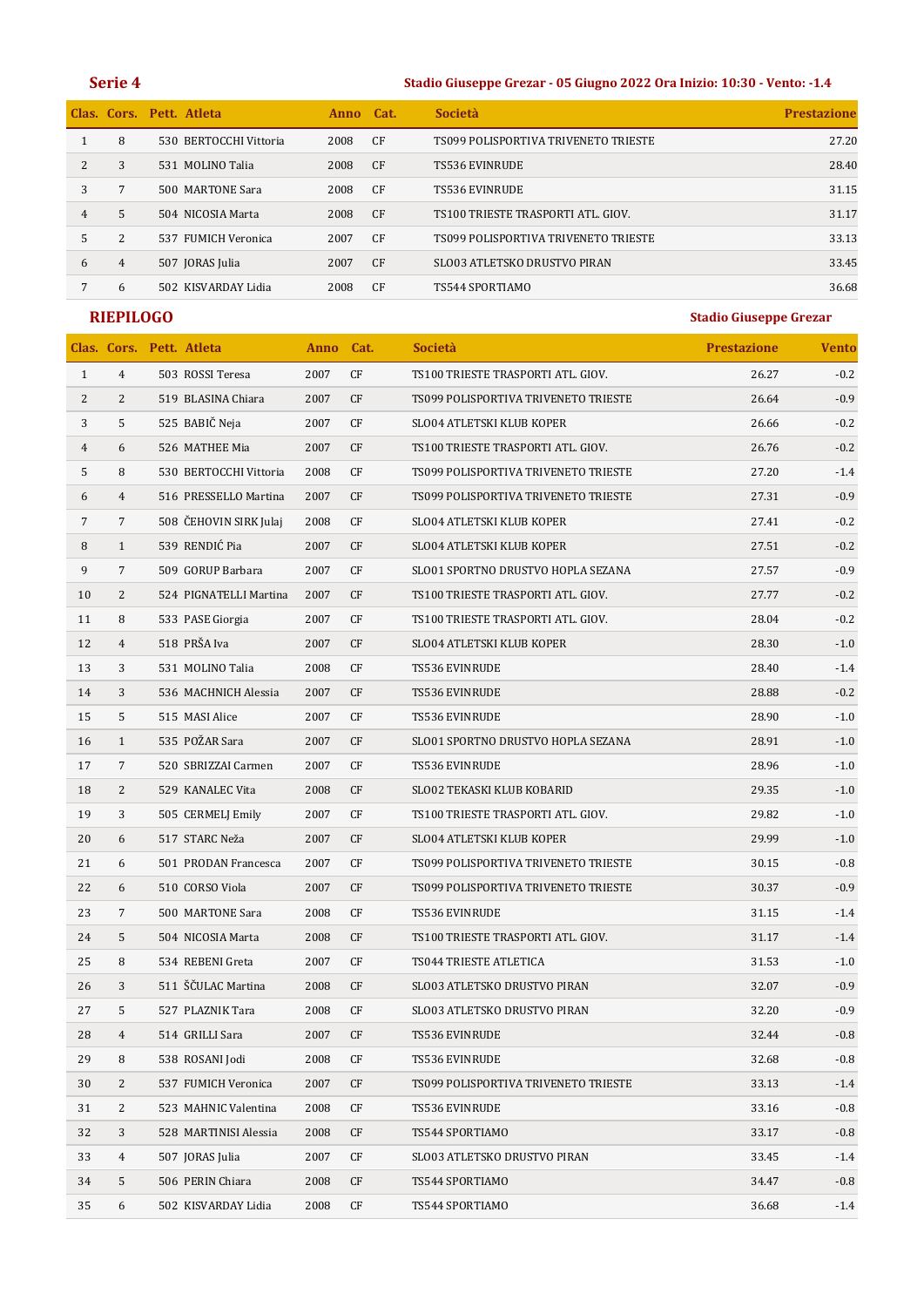## Serie 4

**Stadio Giuseppe Grezar - 05 Giugno 2022 Ora Inizio: 10:30 - Vento: -1.4**

| Clas. | Cors. | Pett. | Atleta | Anno | Cat. | Società | Prestazione |
|---|---|---|---|---|---|---|---|
| 1 | 8 | 530 | BERTOCCHI Vittoria | 2008 | CF | TS099 POLISPORTIVA TRIVENETO TRIESTE | 27.20 |
| 2 | 3 | 531 | MOLINO Talia | 2008 | CF | TS536 EVINRUDE | 28.40 |
| 3 | 7 | 500 | MARTONE Sara | 2008 | CF | TS536 EVINRUDE | 31.15 |
| 4 | 5 | 504 | NICOSIA Marta | 2008 | CF | TS100 TRIESTE TRASPORTI ATL. GIOV. | 31.17 |
| 5 | 2 | 537 | FUMICH Veronica | 2007 | CF | TS099 POLISPORTIVA TRIVENETO TRIESTE | 33.13 |
| 6 | 4 | 507 | JORAS Julia | 2007 | CF | SLO03 ATLETSKO DRUSTVO PIRAN | 33.45 |
| 7 | 6 | 502 | KISVARDAY Lidia | 2008 | CF | TS544 SPORTIAMO | 36.68 |

## RIEPILOGO

**Stadio Giuseppe Grezar**

| Clas. | Cors. | Pett. | Atleta | Anno | Cat. | Società | Prestazione | Vento |
|---|---|---|---|---|---|---|---|---|
| 1 | 4 | 503 | ROSSI Teresa | 2007 | CF | TS100 TRIESTE TRASPORTI ATL. GIOV. | 26.27 | -0.2 |
| 2 | 2 | 519 | BLASINA Chiara | 2007 | CF | TS099 POLISPORTIVA TRIVENETO TRIESTE | 26.64 | -0.9 |
| 3 | 5 | 525 | BABIČ Neja | 2007 | CF | SLO04 ATLETSKI KLUB KOPER | 26.66 | -0.2 |
| 4 | 6 | 526 | MATHEE Mia | 2007 | CF | TS100 TRIESTE TRASPORTI ATL. GIOV. | 26.76 | -0.2 |
| 5 | 8 | 530 | BERTOCCHI Vittoria | 2008 | CF | TS099 POLISPORTIVA TRIVENETO TRIESTE | 27.20 | -1.4 |
| 6 | 4 | 516 | PRESSELLO Martina | 2007 | CF | TS099 POLISPORTIVA TRIVENETO TRIESTE | 27.31 | -0.9 |
| 7 | 7 | 508 | ČEHOVIN SIRK Julaj | 2008 | CF | SLO04 ATLETSKI KLUB KOPER | 27.41 | -0.2 |
| 8 | 1 | 539 | RENDIĆ Pia | 2007 | CF | SLO04 ATLETSKI KLUB KOPER | 27.51 | -0.2 |
| 9 | 7 | 509 | GORUP Barbara | 2007 | CF | SLO01 SPORTNO DRUSTVO HOPLA SEZANA | 27.57 | -0.9 |
| 10 | 2 | 524 | PIGNATELLI Martina | 2007 | CF | TS100 TRIESTE TRASPORTI ATL. GIOV. | 27.77 | -0.2 |
| 11 | 8 | 533 | PASE Giorgia | 2007 | CF | TS100 TRIESTE TRASPORTI ATL. GIOV. | 28.04 | -0.2 |
| 12 | 4 | 518 | PRŠA Iva | 2007 | CF | SLO04 ATLETSKI KLUB KOPER | 28.30 | -1.0 |
| 13 | 3 | 531 | MOLINO Talia | 2008 | CF | TS536 EVINRUDE | 28.40 | -1.4 |
| 14 | 3 | 536 | MACHNICH Alessia | 2007 | CF | TS536 EVINRUDE | 28.88 | -0.2 |
| 15 | 5 | 515 | MASI Alice | 2007 | CF | TS536 EVINRUDE | 28.90 | -1.0 |
| 16 | 1 | 535 | POŽAR Sara | 2007 | CF | SLO01 SPORTNO DRUSTVO HOPLA SEZANA | 28.91 | -1.0 |
| 17 | 7 | 520 | SBRIZZAI Carmen | 2007 | CF | TS536 EVINRUDE | 28.96 | -1.0 |
| 18 | 2 | 529 | KANALEC Vita | 2008 | CF | SLO02 TEKASKI KLUB KOBARID | 29.35 | -1.0 |
| 19 | 3 | 505 | CERMELJ Emily | 2007 | CF | TS100 TRIESTE TRASPORTI ATL. GIOV. | 29.82 | -1.0 |
| 20 | 6 | 517 | STARC Neža | 2007 | CF | SLO04 ATLETSKI KLUB KOPER | 29.99 | -1.0 |
| 21 | 6 | 501 | PRODAN Francesca | 2007 | CF | TS099 POLISPORTIVA TRIVENETO TRIESTE | 30.15 | -0.8 |
| 22 | 6 | 510 | CORSO Viola | 2007 | CF | TS099 POLISPORTIVA TRIVENETO TRIESTE | 30.37 | -0.9 |
| 23 | 7 | 500 | MARTONE Sara | 2008 | CF | TS536 EVINRUDE | 31.15 | -1.4 |
| 24 | 5 | 504 | NICOSIA Marta | 2008 | CF | TS100 TRIESTE TRASPORTI ATL. GIOV. | 31.17 | -1.4 |
| 25 | 8 | 534 | REBENI Greta | 2007 | CF | TS044 TRIESTE ATLETICA | 31.53 | -1.0 |
| 26 | 3 | 511 | ŠČULAC Martina | 2008 | CF | SLO03 ATLETSKO DRUSTVO PIRAN | 32.07 | -0.9 |
| 27 | 5 | 527 | PLAZNIK Tara | 2008 | CF | SLO03 ATLETSKO DRUSTVO PIRAN | 32.20 | -0.9 |
| 28 | 4 | 514 | GRILLI Sara | 2007 | CF | TS536 EVINRUDE | 32.44 | -0.8 |
| 29 | 8 | 538 | ROSANI Jodi | 2008 | CF | TS536 EVINRUDE | 32.68 | -0.8 |
| 30 | 2 | 537 | FUMICH Veronica | 2007 | CF | TS099 POLISPORTIVA TRIVENETO TRIESTE | 33.13 | -1.4 |
| 31 | 2 | 523 | MAHNIC Valentina | 2008 | CF | TS536 EVINRUDE | 33.16 | -0.8 |
| 32 | 3 | 528 | MARTINISI Alessia | 2008 | CF | TS544 SPORTIAMO | 33.17 | -0.8 |
| 33 | 4 | 507 | JORAS Julia | 2007 | CF | SLO03 ATLETSKO DRUSTVO PIRAN | 33.45 | -1.4 |
| 34 | 5 | 506 | PERIN Chiara | 2008 | CF | TS544 SPORTIAMO | 34.47 | -0.8 |
| 35 | 6 | 502 | KISVARDAY Lidia | 2008 | CF | TS544 SPORTIAMO | 36.68 | -1.4 |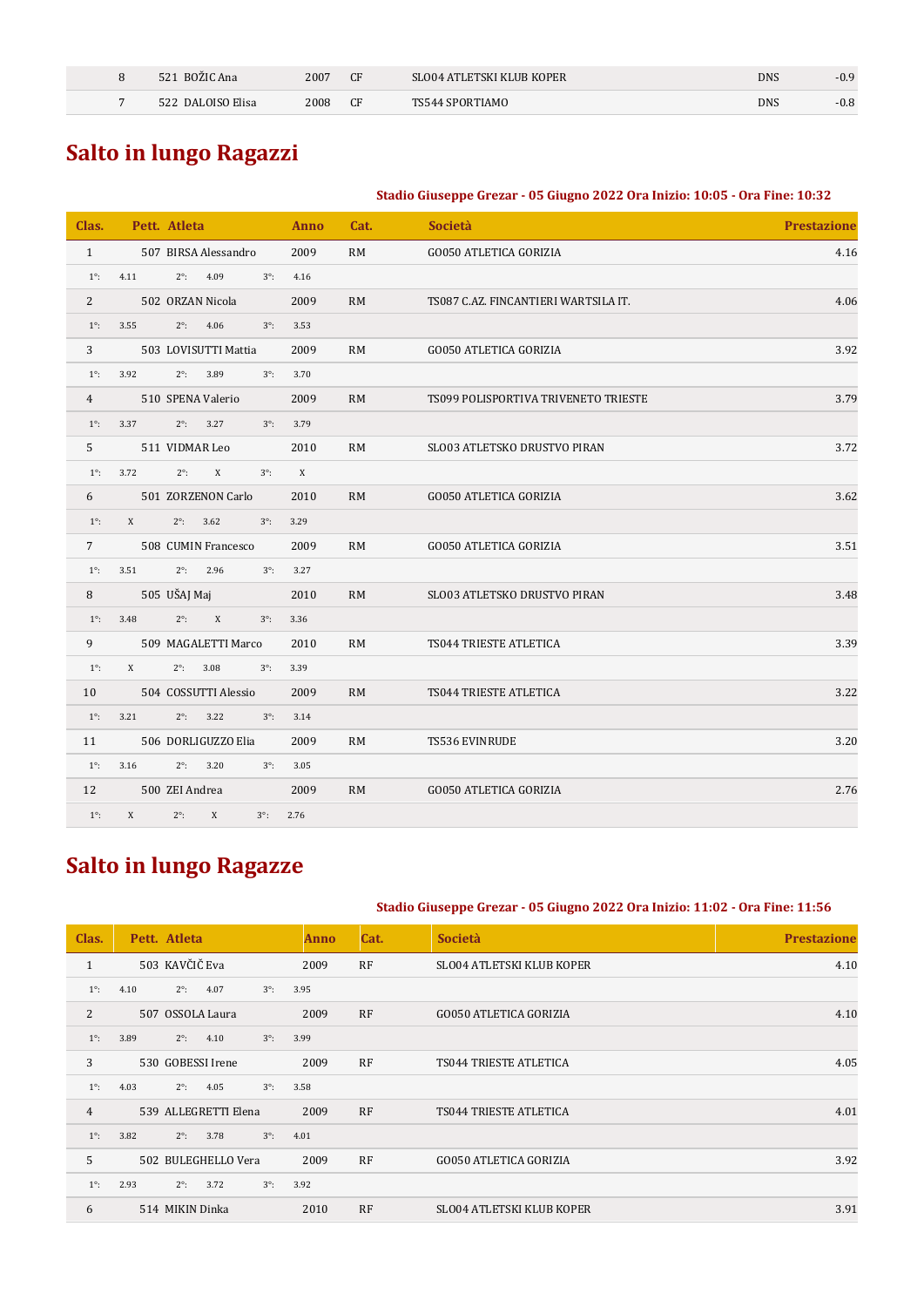| | | | | | | |
|---|---|---|---|---|---|---|
| 8 | 521 BOŽIC Ana | 2007 | CF | SLO04 ATLETSKI KLUB KOPER | DNS | -0.9 |
| 7 | 522 DALOISO Elisa | 2008 | CF | TS544 SPORTIAMO | DNS | -0.8 |

## Salto in lungo Ragazzi

**Stadio Giuseppe Grezar - 05 Giugno 2022 Ora Inizio: 10:05 - Ora Fine: 10:32**

| Clas. | Pett. | Atleta | Anno | Cat. | Società | Prestazione |
|---|---|---|---|---|---|---|
| 1 | 507 | BIRSA Alessandro | 2009 | RM | GO050 ATLETICA GORIZIA | 4.16 |
| 1°: 4.11 | 2°: 4.09 | 3°: 4.16 | | | | |
| 2 | 502 | ORZAN Nicola | 2009 | RM | TS087 C.AZ. FINCANTIERI WARTSILA IT. | 4.06 |
| 1°: 3.55 | 2°: 4.06 | 3°: 3.53 | | | | |
| 3 | 503 | LOVISUTTI Mattia | 2009 | RM | GO050 ATLETICA GORIZIA | 3.92 |
| 1°: 3.92 | 2°: 3.89 | 3°: 3.70 | | | | |
| 4 | 510 | SPENA Valerio | 2009 | RM | TS099 POLISPORTIVA TRIVENETO TRIESTE | 3.79 |
| 1°: 3.37 | 2°: 3.27 | 3°: 3.79 | | | | |
| 5 | 511 | VIDMAR Leo | 2010 | RM | SLO03 ATLETSKO DRUSTVO PIRAN | 3.72 |
| 1°: 3.72 | 2°: X | 3°: X | | | | |
| 6 | 501 | ZORZENON Carlo | 2010 | RM | GO050 ATLETICA GORIZIA | 3.62 |
| 1°: X | 2°: 3.62 | 3°: 3.29 | | | | |
| 7 | 508 | CUMIN Francesco | 2009 | RM | GO050 ATLETICA GORIZIA | 3.51 |
| 1°: 3.51 | 2°: 2.96 | 3°: 3.27 | | | | |
| 8 | 505 | UŠAJ Maj | 2010 | RM | SLO03 ATLETSKO DRUSTVO PIRAN | 3.48 |
| 1°: 3.48 | 2°: X | 3°: 3.36 | | | | |
| 9 | 509 | MAGALETTI Marco | 2010 | RM | TS044 TRIESTE ATLETICA | 3.39 |
| 1°: X | 2°: 3.08 | 3°: 3.39 | | | | |
| 10 | 504 | COSSUTTI Alessio | 2009 | RM | TS044 TRIESTE ATLETICA | 3.22 |
| 1°: 3.21 | 2°: 3.22 | 3°: 3.14 | | | | |
| 11 | 506 | DORLIGUZZO Elia | 2009 | RM | TS536 EVINRUDE | 3.20 |
| 1°: 3.16 | 2°: 3.20 | 3°: 3.05 | | | | |
| 12 | 500 | ZEI Andrea | 2009 | RM | GO050 ATLETICA GORIZIA | 2.76 |
| 1°: X | 2°: X | 3°: 2.76 | | | | |

## Salto in lungo Ragazze

**Stadio Giuseppe Grezar - 05 Giugno 2022 Ora Inizio: 11:02 - Ora Fine: 11:56**

| Clas. | Pett. | Atleta | Anno | Cat. | Società | Prestazione |
|---|---|---|---|---|---|---|
| 1 | 503 | KAVČIČ Eva | 2009 | RF | SLO04 ATLETSKI KLUB KOPER | 4.10 |
| 1°: 4.10 | 2°: 4.07 | 3°: 3.95 | | | | |
| 2 | 507 | OSSOLA Laura | 2009 | RF | GO050 ATLETICA GORIZIA | 4.10 |
| 1°: 3.89 | 2°: 4.10 | 3°: 3.99 | | | | |
| 3 | 530 | GOBESSI Irene | 2009 | RF | TS044 TRIESTE ATLETICA | 4.05 |
| 1°: 4.03 | 2°: 4.05 | 3°: 3.58 | | | | |
| 4 | 539 | ALLEGRETTI Elena | 2009 | RF | TS044 TRIESTE ATLETICA | 4.01 |
| 1°: 3.82 | 2°: 3.78 | 3°: 4.01 | | | | |
| 5 | 502 | BULEGHELLO Vera | 2009 | RF | GO050 ATLETICA GORIZIA | 3.92 |
| 1°: 2.93 | 2°: 3.72 | 3°: 3.92 | | | | |
| 6 | 514 | MIKIN Dinka | 2010 | RF | SLO04 ATLETSKI KLUB KOPER | 3.91 |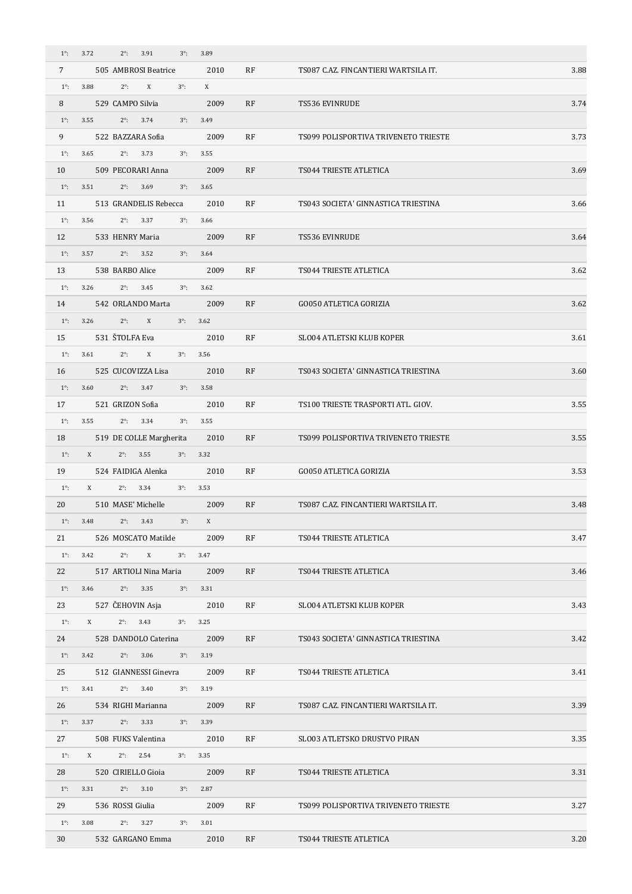| | | | | | |
|---|---|---|---|---|---|
| 1°: 3.72 | 2°: 3.91 | 3°: 3.89 | | | |
| 7 | 505 AMBROSI Beatrice | 2010 | RF | TS087 C.AZ. FINCANTIERI WARTSILA IT. | 3.88 |
| 1°: 3.88 | 2°: X | 3°: X | | | |
| 8 | 529 CAMPO Silvia | 2009 | RF | TS536 EVINRUDE | 3.74 |
| 1°: 3.55 | 2°: 3.74 | 3°: 3.49 | | | |
| 9 | 522 BAZZARA Sofia | 2009 | RF | TS099 POLISPORTIVA TRIVENETO TRIESTE | 3.73 |
| 1°: 3.65 | 2°: 3.73 | 3°: 3.55 | | | |
| 10 | 509 PECORARI Anna | 2009 | RF | TS044 TRIESTE ATLETICA | 3.69 |
| 1°: 3.51 | 2°: 3.69 | 3°: 3.65 | | | |
| 11 | 513 GRANDELIS Rebecca | 2010 | RF | TS043 SOCIETA' GINNASTICA TRIESTINA | 3.66 |
| 1°: 3.56 | 2°: 3.37 | 3°: 3.66 | | | |
| 12 | 533 HENRY Maria | 2009 | RF | TS536 EVINRUDE | 3.64 |
| 1°: 3.57 | 2°: 3.52 | 3°: 3.64 | | | |
| 13 | 538 BARBO Alice | 2009 | RF | TS044 TRIESTE ATLETICA | 3.62 |
| 1°: 3.26 | 2°: 3.45 | 3°: 3.62 | | | |
| 14 | 542 ORLANDO Marta | 2009 | RF | GO050 ATLETICA GORIZIA | 3.62 |
| 1°: 3.26 | 2°: X | 3°: 3.62 | | | |
| 15 | 531 ŠTOLFA Eva | 2010 | RF | SLO04 ATLETSKI KLUB KOPER | 3.61 |
| 1°: 3.61 | 2°: X | 3°: 3.56 | | | |
| 16 | 525 CUCOVIZZA Lisa | 2010 | RF | TS043 SOCIETA' GINNASTICA TRIESTINA | 3.60 |
| 1°: 3.60 | 2°: 3.47 | 3°: 3.58 | | | |
| 17 | 521 GRIZON Sofia | 2010 | RF | TS100 TRIESTE TRASPORTI ATL. GIOV. | 3.55 |
| 1°: 3.55 | 2°: 3.34 | 3°: 3.55 | | | |
| 18 | 519 DE COLLE Margherita | 2010 | RF | TS099 POLISPORTIVA TRIVENETO TRIESTE | 3.55 |
| 1°: X | 2°: 3.55 | 3°: 3.32 | | | |
| 19 | 524 FAIDIGA Alenka | 2010 | RF | GO050 ATLETICA GORIZIA | 3.53 |
| 1°: X | 2°: 3.34 | 3°: 3.53 | | | |
| 20 | 510 MASE' Michelle | 2009 | RF | TS087 C.AZ. FINCANTIERI WARTSILA IT. | 3.48 |
| 1°: 3.48 | 2°: 3.43 | 3°: X | | | |
| 21 | 526 MOSCATO Matilde | 2009 | RF | TS044 TRIESTE ATLETICA | 3.47 |
| 1°: 3.42 | 2°: X | 3°: 3.47 | | | |
| 22 | 517 ARTIOLI Nina Maria | 2009 | RF | TS044 TRIESTE ATLETICA | 3.46 |
| 1°: 3.46 | 2°: 3.35 | 3°: 3.31 | | | |
| 23 | 527 ČEHOVIN Asja | 2010 | RF | SLO04 ATLETSKI KLUB KOPER | 3.43 |
| 1°: X | 2°: 3.43 | 3°: 3.25 | | | |
| 24 | 528 DANDOLO Caterina | 2009 | RF | TS043 SOCIETA' GINNASTICA TRIESTINA | 3.42 |
| 1°: 3.42 | 2°: 3.06 | 3°: 3.19 | | | |
| 25 | 512 GIANNESSI Ginevra | 2009 | RF | TS044 TRIESTE ATLETICA | 3.41 |
| 1°: 3.41 | 2°: 3.40 | 3°: 3.19 | | | |
| 26 | 534 RIGHI Marianna | 2009 | RF | TS087 C.AZ. FINCANTIERI WARTSILA IT. | 3.39 |
| 1°: 3.37 | 2°: 3.33 | 3°: 3.39 | | | |
| 27 | 508 FUKS Valentina | 2010 | RF | SLO03 ATLETSKO DRUSTVO PIRAN | 3.35 |
| 1°: X | 2°: 2.54 | 3°: 3.35 | | | |
| 28 | 520 CIRIELLO Gioia | 2009 | RF | TS044 TRIESTE ATLETICA | 3.31 |
| 1°: 3.31 | 2°: 3.10 | 3°: 2.87 | | | |
| 29 | 536 ROSSI Giulia | 2009 | RF | TS099 POLISPORTIVA TRIVENETO TRIESTE | 3.27 |
| 1°: 3.08 | 2°: 3.27 | 3°: 3.01 | | | |
| 30 | 532 GARGANO Emma | 2010 | RF | TS044 TRIESTE ATLETICA | 3.20 |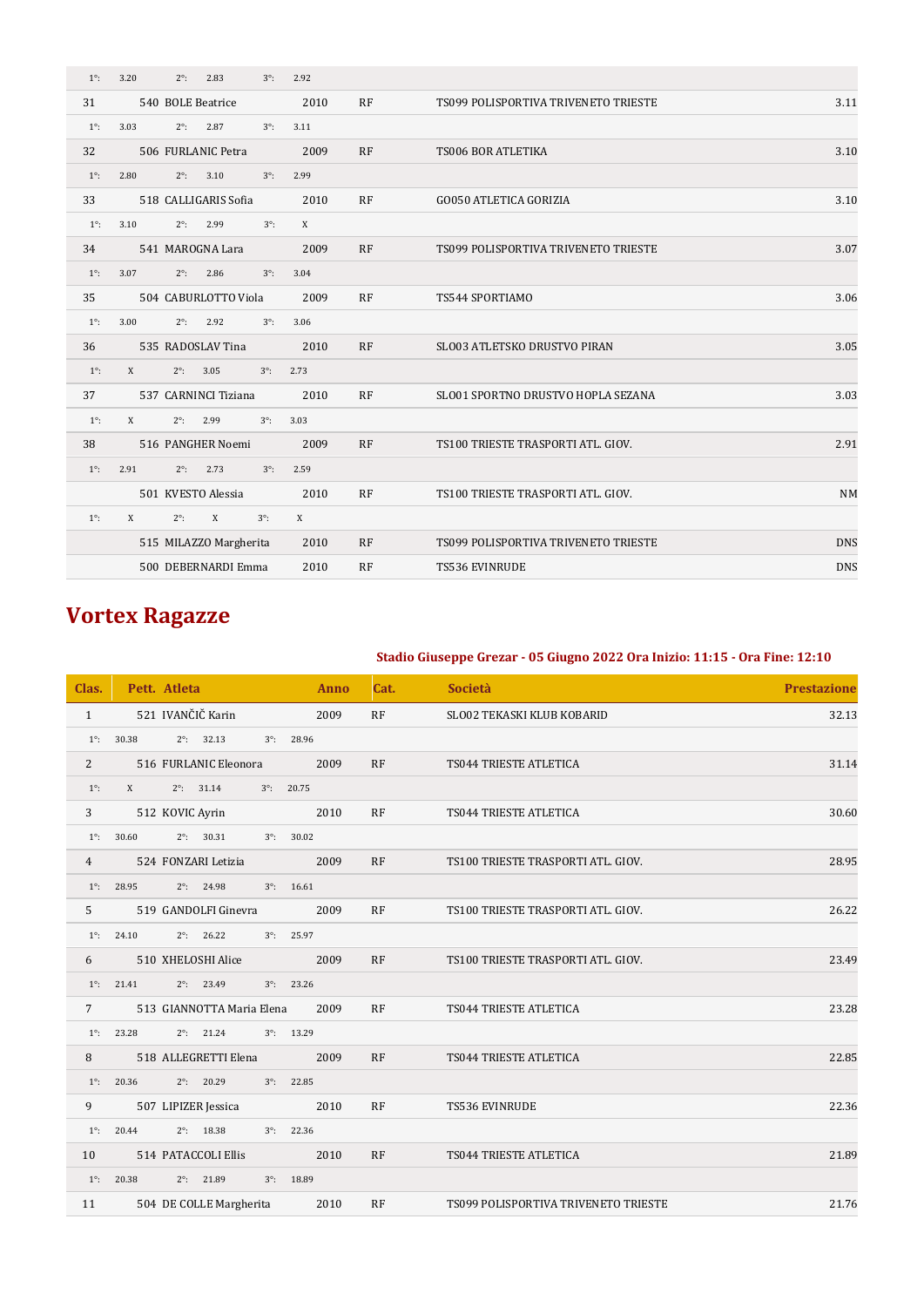| | | | | | |
|---|---|---|---|---|---|
| 1°: 3.20 2°: 2.83 3°: 2.92 | | | | | |
| 31 | 540 BOLE Beatrice | 2010 | RF | TS099 POLISPORTIVA TRIVENETO TRIESTE | 3.11 |
| 1°: 3.03 2°: 2.87 3°: 3.11 | | | | | |
| 32 | 506 FURLANIC Petra | 2009 | RF | TS006 BOR ATLETIKA | 3.10 |
| 1°: 2.80 2°: 3.10 3°: 2.99 | | | | | |
| 33 | 518 CALLIGARIS Sofia | 2010 | RF | GO050 ATLETICA GORIZIA | 3.10 |
| 1°: 3.10 2°: 2.99 3°: X | | | | | |
| 34 | 541 MAROGNA Lara | 2009 | RF | TS099 POLISPORTIVA TRIVENETO TRIESTE | 3.07 |
| 1°: 3.07 2°: 2.86 3°: 3.04 | | | | | |
| 35 | 504 CABURLOTTO Viola | 2009 | RF | TS544 SPORTIAMO | 3.06 |
| 1°: 3.00 2°: 2.92 3°: 3.06 | | | | | |
| 36 | 535 RADOSLAV Tina | 2010 | RF | SLO03 ATLETSKO DRUSTVO PIRAN | 3.05 |
| 1°: X 2°: 3.05 3°: 2.73 | | | | | |
| 37 | 537 CARNINCI Tiziana | 2010 | RF | SLO01 SPORTNO DRUSTVO HOPLA SEZANA | 3.03 |
| 1°: X 2°: 2.99 3°: 3.03 | | | | | |
| 38 | 516 PANGHER Noemi | 2009 | RF | TS100 TRIESTE TRASPORTI ATL. GIOV. | 2.91 |
| 1°: 2.91 2°: 2.73 3°: 2.59 | | | | | |
| | 501 KVESTO Alessia | 2010 | RF | TS100 TRIESTE TRASPORTI ATL. GIOV. | NM |
| 1°: X 2°: X 3°: X | | | | | |
| | 515 MILAZZO Margherita | 2010 | RF | TS099 POLISPORTIVA TRIVENETO TRIESTE | DNS |
| | 500 DEBERNARDI Emma | 2010 | RF | TS536 EVINRUDE | DNS |

# Vortex Ragazze

**Stadio Giuseppe Grezar - 05 Giugno 2022 Ora Inizio: 11:15 - Ora Fine: 12:10**

| Clas. | Pett. Atleta | Anno | Cat. | Società | Prestazione |
|---|---|---|---|---|---|
| 1 | 521 IVANČIČ Karin | 2009 | RF | SLO02 TEKASKI KLUB KOBARID | 32.13 |
| 1°: 30.38 2°: 32.13 3°: 28.96 | | | | | |
| 2 | 516 FURLANIC Eleonora | 2009 | RF | TS044 TRIESTE ATLETICA | 31.14 |
| 1°: X 2°: 31.14 3°: 20.75 | | | | | |
| 3 | 512 KOVIC Ayrin | 2010 | RF | TS044 TRIESTE ATLETICA | 30.60 |
| 1°: 30.60 2°: 30.31 3°: 30.02 | | | | | |
| 4 | 524 FONZARI Letizia | 2009 | RF | TS100 TRIESTE TRASPORTI ATL. GIOV. | 28.95 |
| 1°: 28.95 2°: 24.98 3°: 16.61 | | | | | |
| 5 | 519 GANDOLFI Ginevra | 2009 | RF | TS100 TRIESTE TRASPORTI ATL. GIOV. | 26.22 |
| 1°: 24.10 2°: 26.22 3°: 25.97 | | | | | |
| 6 | 510 XHELOSHI Alice | 2009 | RF | TS100 TRIESTE TRASPORTI ATL. GIOV. | 23.49 |
| 1°: 21.41 2°: 23.49 3°: 23.26 | | | | | |
| 7 | 513 GIANNOTTA Maria Elena | 2009 | RF | TS044 TRIESTE ATLETICA | 23.28 |
| 1°: 23.28 2°: 21.24 3°: 13.29 | | | | | |
| 8 | 518 ALLEGRETTI Elena | 2009 | RF | TS044 TRIESTE ATLETICA | 22.85 |
| 1°: 20.36 2°: 20.29 3°: 22.85 | | | | | |
| 9 | 507 LIPIZER Jessica | 2010 | RF | TS536 EVINRUDE | 22.36 |
| 1°: 20.44 2°: 18.38 3°: 22.36 | | | | | |
| 10 | 514 PATACCOLI Ellis | 2010 | RF | TS044 TRIESTE ATLETICA | 21.89 |
| 1°: 20.38 2°: 21.89 3°: 18.89 | | | | | |
| 11 | 504 DE COLLE Margherita | 2010 | RF | TS099 POLISPORTIVA TRIVENETO TRIESTE | 21.76 |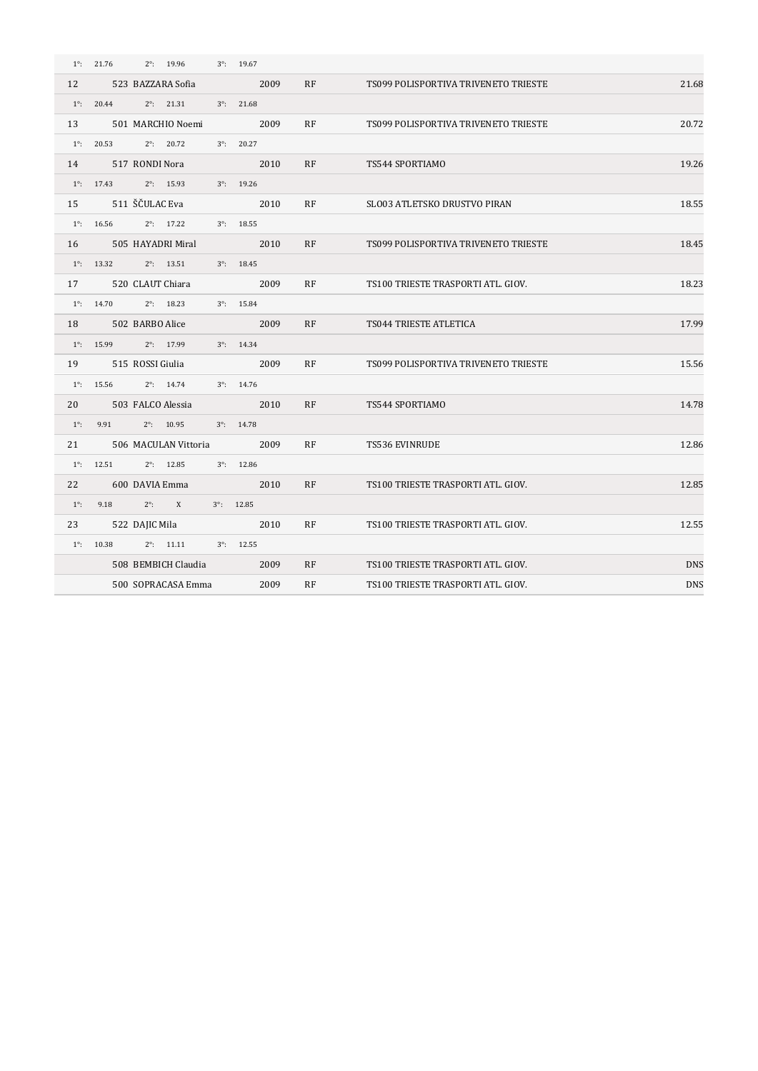| | | | | | | |
|---|---|---|---|---|---|---|
| 1°: 21.76 | 2°: 19.96 | 3°: 19.67 | | | | |
| 12 | 523 BAZZARA Sofia | | 2009 | RF | TS099 POLISPORTIVA TRIVENETO TRIESTE | 21.68 |
| 1°: 20.44 | 2°: 21.31 | 3°: 21.68 | | | | |
| 13 | 501 MARCHIO Noemi | | 2009 | RF | TS099 POLISPORTIVA TRIVENETO TRIESTE | 20.72 |
| 1°: 20.53 | 2°: 20.72 | 3°: 20.27 | | | | |
| 14 | 517 RONDI Nora | | 2010 | RF | TS544 SPORTIAMO | 19.26 |
| 1°: 17.43 | 2°: 15.93 | 3°: 19.26 | | | | |
| 15 | 511 ŠČULAC Eva | | 2010 | RF | SLO03 ATLETSKO DRUSTVO PIRAN | 18.55 |
| 1°: 16.56 | 2°: 17.22 | 3°: 18.55 | | | | |
| 16 | 505 HAYADRI Miral | | 2010 | RF | TS099 POLISPORTIVA TRIVENETO TRIESTE | 18.45 |
| 1°: 13.32 | 2°: 13.51 | 3°: 18.45 | | | | |
| 17 | 520 CLAUT Chiara | | 2009 | RF | TS100 TRIESTE TRASPORTI ATL. GIOV. | 18.23 |
| 1°: 14.70 | 2°: 18.23 | 3°: 15.84 | | | | |
| 18 | 502 BARBO Alice | | 2009 | RF | TS044 TRIESTE ATLETICA | 17.99 |
| 1°: 15.99 | 2°: 17.99 | 3°: 14.34 | | | | |
| 19 | 515 ROSSI Giulia | | 2009 | RF | TS099 POLISPORTIVA TRIVENETO TRIESTE | 15.56 |
| 1°: 15.56 | 2°: 14.74 | 3°: 14.76 | | | | |
| 20 | 503 FALCO Alessia | | 2010 | RF | TS544 SPORTIAMO | 14.78 |
| 1°: 9.91 | 2°: 10.95 | 3°: 14.78 | | | | |
| 21 | 506 MACULAN Vittoria | | 2009 | RF | TS536 EVINRUDE | 12.86 |
| 1°: 12.51 | 2°: 12.85 | 3°: 12.86 | | | | |
| 22 | 600 DAVIA Emma | | 2010 | RF | TS100 TRIESTE TRASPORTI ATL. GIOV. | 12.85 |
| 1°: 9.18 | 2°: X | 3°: 12.85 | | | | |
| 23 | 522 DAJIC Mila | | 2010 | RF | TS100 TRIESTE TRASPORTI ATL. GIOV. | 12.55 |
| 1°: 10.38 | 2°: 11.11 | 3°: 12.55 | | | | |
| | 508 BEMBICH Claudia | | 2009 | RF | TS100 TRIESTE TRASPORTI ATL. GIOV. | DNS |
| | 500 SOPRACASA Emma | | 2009 | RF | TS100 TRIESTE TRASPORTI ATL. GIOV. | DNS |